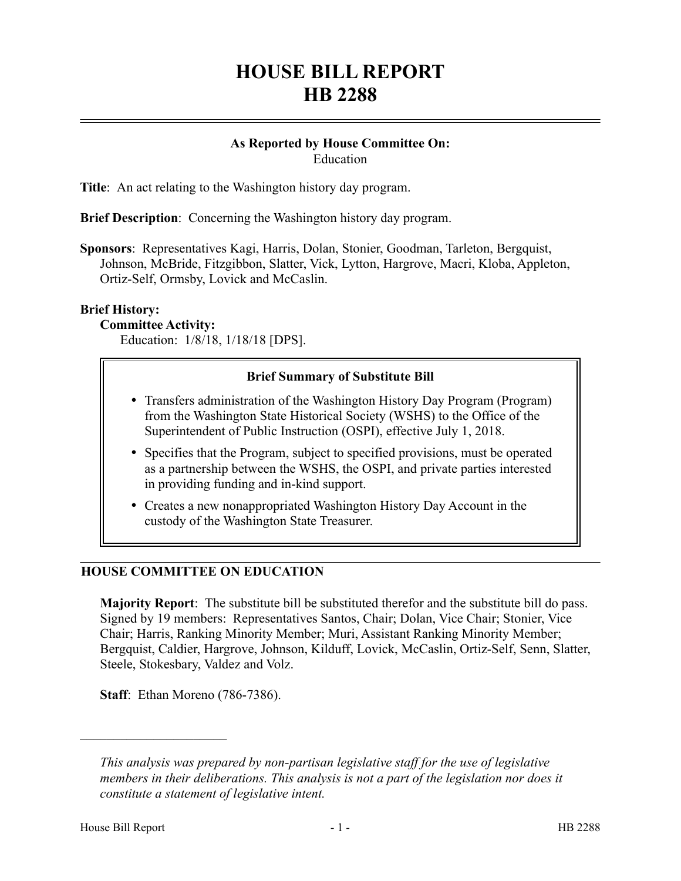# HOUSE BILL REPORT
# HB 2288

**As Reported by House Committee On:**
Education

**Title**: An act relating to the Washington history day program.

**Brief Description**: Concerning the Washington history day program.

**Sponsors**: Representatives Kagi, Harris, Dolan, Stonier, Goodman, Tarleton, Bergquist, Johnson, McBride, Fitzgibbon, Slatter, Vick, Lytton, Hargrove, Macri, Kloba, Appleton, Ortiz-Self, Ormsby, Lovick and McCaslin.

**Brief History:**

**Committee Activity:**

Education: 1/8/18, 1/18/18 [DPS].

**Brief Summary of Substitute Bill**

- Transfers administration of the Washington History Day Program (Program) from the Washington State Historical Society (WSHS) to the Office of the Superintendent of Public Instruction (OSPI), effective July 1, 2018.
- Specifies that the Program, subject to specified provisions, must be operated as a partnership between the WSHS, the OSPI, and private parties interested in providing funding and in-kind support.
- Creates a new nonappropriated Washington History Day Account in the custody of the Washington State Treasurer.

## HOUSE COMMITTEE ON EDUCATION

**Majority Report**: The substitute bill be substituted therefor and the substitute bill do pass. Signed by 19 members: Representatives Santos, Chair; Dolan, Vice Chair; Stonier, Vice Chair; Harris, Ranking Minority Member; Muri, Assistant Ranking Minority Member; Bergquist, Caldier, Hargrove, Johnson, Kilduff, Lovick, McCaslin, Ortiz-Self, Senn, Slatter, Steele, Stokesbary, Valdez and Volz.

**Staff**: Ethan Moreno (786-7386).

---

*This analysis was prepared by non-partisan legislative staff for the use of legislative members in their deliberations. This analysis is not a part of the legislation nor does it constitute a statement of legislative intent.*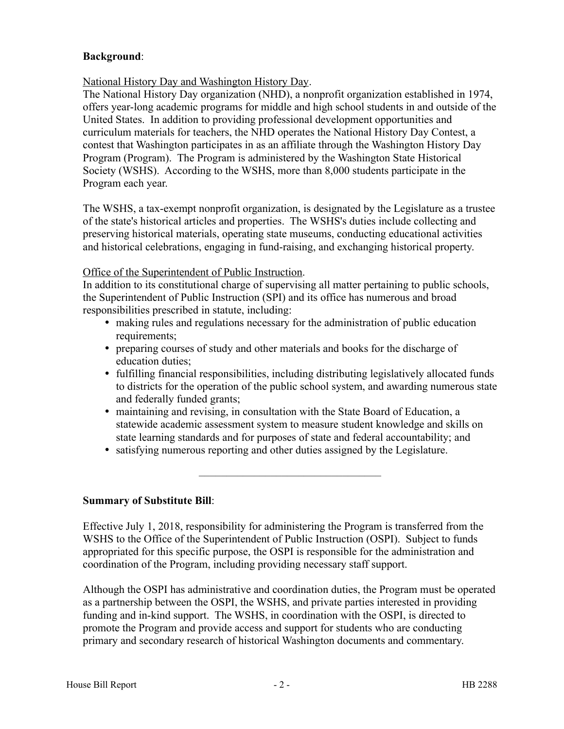**Background**:

National History Day and Washington History Day.

The National History Day organization (NHD), a nonprofit organization established in 1974, offers year-long academic programs for middle and high school students in and outside of the United States. In addition to providing professional development opportunities and curriculum materials for teachers, the NHD operates the National History Day Contest, a contest that Washington participates in as an affiliate through the Washington History Day Program (Program). The Program is administered by the Washington State Historical Society (WSHS). According to the WSHS, more than 8,000 students participate in the Program each year.

The WSHS, a tax-exempt nonprofit organization, is designated by the Legislature as a trustee of the state's historical articles and properties. The WSHS's duties include collecting and preserving historical materials, operating state museums, conducting educational activities and historical celebrations, engaging in fund-raising, and exchanging historical property.

Office of the Superintendent of Public Instruction.

In addition to its constitutional charge of supervising all matter pertaining to public schools, the Superintendent of Public Instruction (SPI) and its office has numerous and broad responsibilities prescribed in statute, including:

- making rules and regulations necessary for the administration of public education requirements;
- preparing courses of study and other materials and books for the discharge of education duties;
- fulfilling financial responsibilities, including distributing legislatively allocated funds to districts for the operation of the public school system, and awarding numerous state and federally funded grants;
- maintaining and revising, in consultation with the State Board of Education, a statewide academic assessment system to measure student knowledge and skills on state learning standards and for purposes of state and federal accountability; and
- satisfying numerous reporting and other duties assigned by the Legislature.

---

**Summary of Substitute Bill**:

Effective July 1, 2018, responsibility for administering the Program is transferred from the WSHS to the Office of the Superintendent of Public Instruction (OSPI). Subject to funds appropriated for this specific purpose, the OSPI is responsible for the administration and coordination of the Program, including providing necessary staff support.

Although the OSPI has administrative and coordination duties, the Program must be operated as a partnership between the OSPI, the WSHS, and private parties interested in providing funding and in-kind support. The WSHS, in coordination with the OSPI, is directed to promote the Program and provide access and support for students who are conducting primary and secondary research of historical Washington documents and commentary.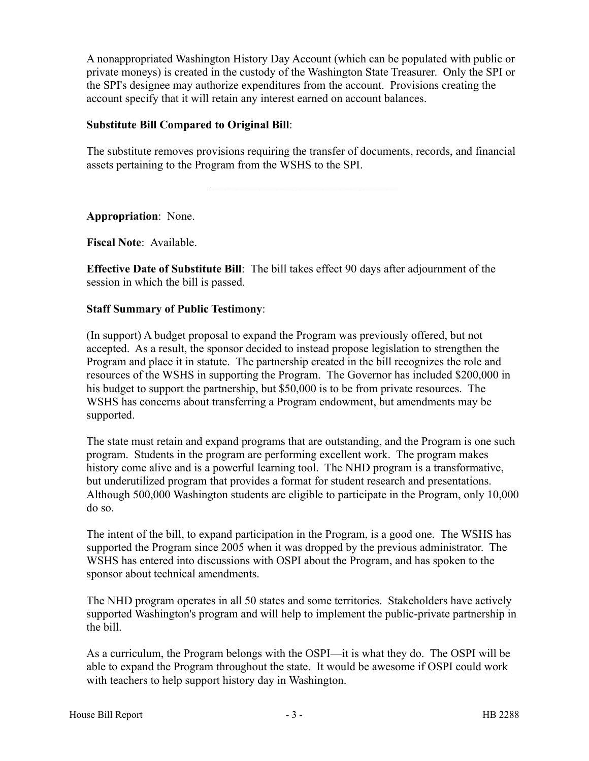A nonappropriated Washington History Day Account (which can be populated with public or private moneys) is created in the custody of the Washington State Treasurer. Only the SPI or the SPI's designee may authorize expenditures from the account. Provisions creating the account specify that it will retain any interest earned on account balances.

**Substitute Bill Compared to Original Bill**:

The substitute removes provisions requiring the transfer of documents, records, and financial assets pertaining to the Program from the WSHS to the SPI.

---

**Appropriation**: None.

**Fiscal Note**: Available.

**Effective Date of Substitute Bill**: The bill takes effect 90 days after adjournment of the session in which the bill is passed.

**Staff Summary of Public Testimony**:

(In support) A budget proposal to expand the Program was previously offered, but not accepted. As a result, the sponsor decided to instead propose legislation to strengthen the Program and place it in statute. The partnership created in the bill recognizes the role and resources of the WSHS in supporting the Program. The Governor has included $200,000 in his budget to support the partnership, but $50,000 is to be from private resources. The WSHS has concerns about transferring a Program endowment, but amendments may be supported.

The state must retain and expand programs that are outstanding, and the Program is one such program. Students in the program are performing excellent work. The program makes history come alive and is a powerful learning tool. The NHD program is a transformative, but underutilized program that provides a format for student research and presentations. Although 500,000 Washington students are eligible to participate in the Program, only 10,000 do so.

The intent of the bill, to expand participation in the Program, is a good one. The WSHS has supported the Program since 2005 when it was dropped by the previous administrator. The WSHS has entered into discussions with OSPI about the Program, and has spoken to the sponsor about technical amendments.

The NHD program operates in all 50 states and some territories. Stakeholders have actively supported Washington's program and will help to implement the public-private partnership in the bill.

As a curriculum, the Program belongs with the OSPI—it is what they do. The OSPI will be able to expand the Program throughout the state. It would be awesome if OSPI could work with teachers to help support history day in Washington.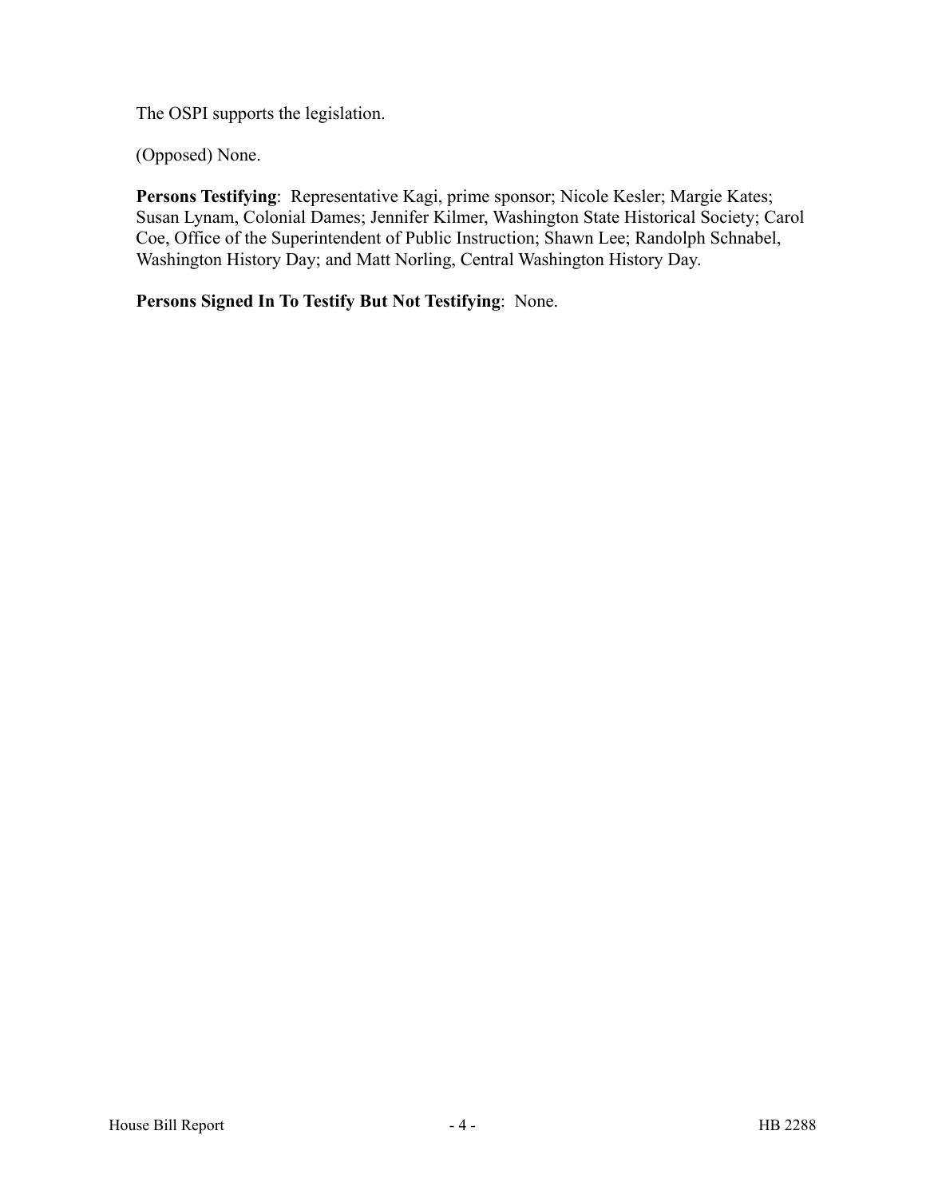The OSPI supports the legislation.

(Opposed) None.

**Persons Testifying**: Representative Kagi, prime sponsor; Nicole Kesler; Margie Kates; Susan Lynam, Colonial Dames; Jennifer Kilmer, Washington State Historical Society; Carol Coe, Office of the Superintendent of Public Instruction; Shawn Lee; Randolph Schnabel, Washington History Day; and Matt Norling, Central Washington History Day.

**Persons Signed In To Testify But Not Testifying**: None.